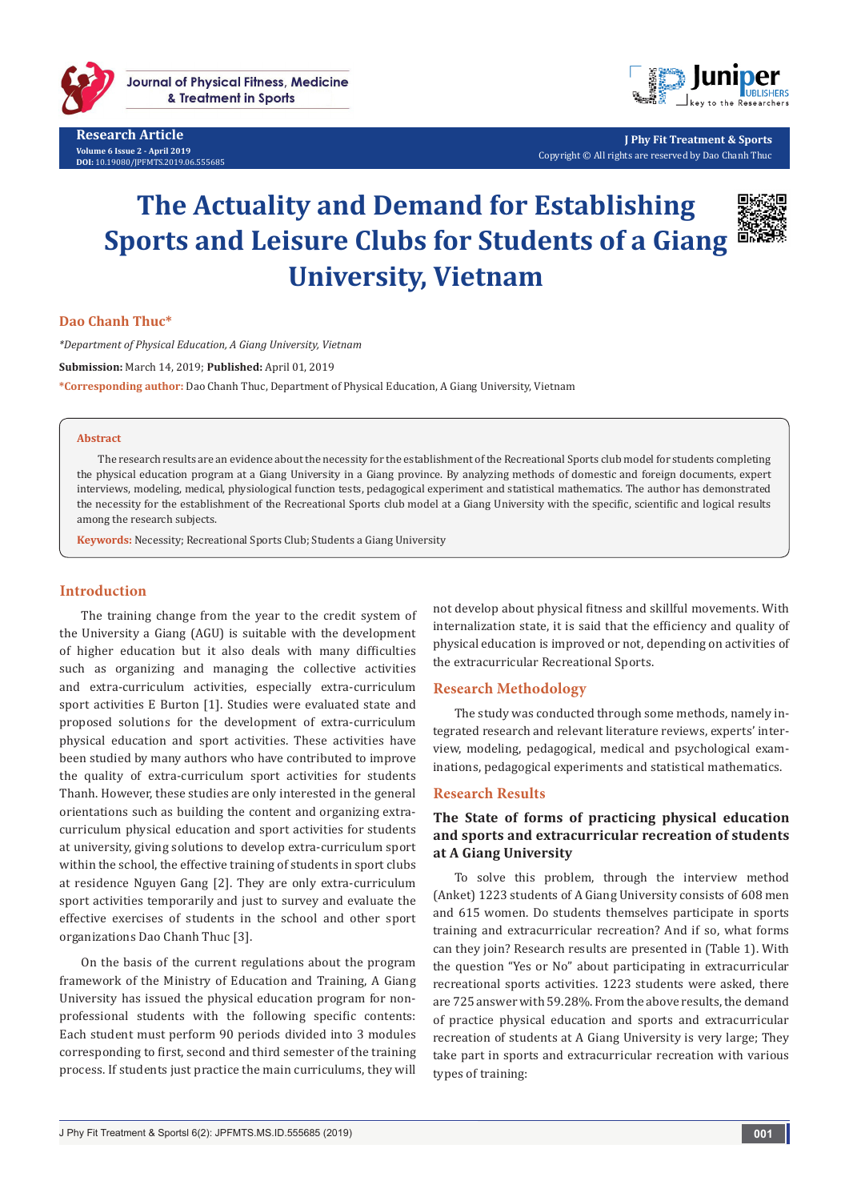Research Article

Volume 6 Issue 2 - April 2019

DOI: 10.19080/JPFMTS.2019.06.555685

Copyright © All rights are reserved by Dao Chanh Thuc

# The Actuality and Demand for Establishing Sports and Leisure Clubs for Students of a Giang University, Vietnam

**Dao Chanh Thuc***

*\*Department of Physical Education, A Giang University, Vietnam*

**Submission:** March 14, 2019; **Published:** April 01, 2019

**\*Corresponding author:** Dao Chanh Thuc, Department of Physical Education, A Giang University, Vietnam

## Abstract

The research results are an evidence about the necessity for the establishment of the Recreational Sports club model for students completing the physical education program at a Giang University in a Giang province. By analyzing methods of domestic and foreign documents, expert interviews, modeling, medical, physiological function tests, pedagogical experiment and statistical mathematics. The author has demonstrated the necessity for the establishment of the Recreational Sports club model at a Giang University with the specific, scientific and logical results among the research subjects.

**Keywords:** Necessity; Recreational Sports Club; Students a Giang University

## Introduction

The training change from the year to the credit system of the University a Giang (AGU) is suitable with the development of higher education but it also deals with many difficulties such as organizing and managing the collective activities and extra-curriculum activities, especially extra-curriculum sport activities E Burton [1]. Studies were evaluated state and proposed solutions for the development of extra-curriculum physical education and sport activities. These activities have been studied by many authors who have contributed to improve the quality of extra-curriculum sport activities for students Thanh. However, these studies are only interested in the general orientations such as building the content and organizing extra-curriculum physical education and sport activities for students at university, giving solutions to develop extra-curriculum sport within the school, the effective training of students in sport clubs at residence Nguyen Gang [2]. They are only extra-curriculum sport activities temporarily and just to survey and evaluate the effective exercises of students in the school and other sport organizations Dao Chanh Thuc [3].

On the basis of the current regulations about the program framework of the Ministry of Education and Training, A Giang University has issued the physical education program for non-professional students with the following specific contents: Each student must perform 90 periods divided into 3 modules corresponding to first, second and third semester of the training process. If students just practice the main curriculums, they will not develop about physical fitness and skillful movements. With internalization state, it is said that the efficiency and quality of physical education is improved or not, depending on activities of the extracurricular Recreational Sports.

## Research Methodology

The study was conducted through some methods, namely integrated research and relevant literature reviews, experts' interview, modeling, pedagogical, medical and psychological examinations, pedagogical experiments and statistical mathematics.

## Research Results

### The State of forms of practicing physical education and sports and extracurricular recreation of students at A Giang University

To solve this problem, through the interview method (Anket) 1223 students of A Giang University consists of 608 men and 615 women. Do students themselves participate in sports training and extracurricular recreation? And if so, what forms can they join? Research results are presented in (Table 1). With the question "Yes or No" about participating in extracurricular recreational sports activities. 1223 students were asked, there are 725 answer with 59.28%. From the above results, the demand of practice physical education and sports and extracurricular recreation of students at A Giang University is very large; They take part in sports and extracurricular recreation with various types of training: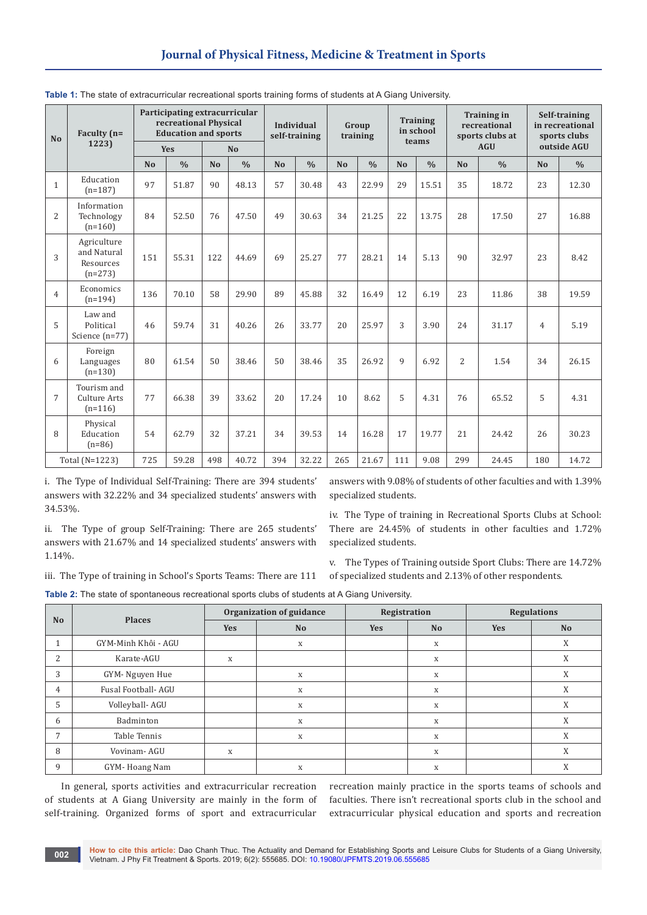**Table 1:** The state of extracurricular recreational sports training forms of students at A Giang University.

| No | Faculty (n= 1223) | Participating extracurricular recreational Physical Education and sports | | | | Individual self-training | | Group training | | Training in school teams | | Training in recreational sports clubs at AGU | | Self-training in recreational sports clubs outside AGU | |
|---|---|---|---|---|---|---|---|---|---|---|---|---|---|---|---|
| | | Yes | | No | | | | | | | | | | | |
| | | No | % | No | % | No | % | No | % | No | % | No | % | No | % |
| 1 | Education (n=187) | 97 | 51.87 | 90 | 48.13 | 57 | 30.48 | 43 | 22.99 | 29 | 15.51 | 35 | 18.72 | 23 | 12.30 |
| 2 | Information Technology (n=160) | 84 | 52.50 | 76 | 47.50 | 49 | 30.63 | 34 | 21.25 | 22 | 13.75 | 28 | 17.50 | 27 | 16.88 |
| 3 | Agriculture and Natural Resources (n=273) | 151 | 55.31 | 122 | 44.69 | 69 | 25.27 | 77 | 28.21 | 14 | 5.13 | 90 | 32.97 | 23 | 8.42 |
| 4 | Economics (n=194) | 136 | 70.10 | 58 | 29.90 | 89 | 45.88 | 32 | 16.49 | 12 | 6.19 | 23 | 11.86 | 38 | 19.59 |
| 5 | Law and Political Science (n=77) | 46 | 59.74 | 31 | 40.26 | 26 | 33.77 | 20 | 25.97 | 3 | 3.90 | 24 | 31.17 | 4 | 5.19 |
| 6 | Foreign Languages (n=130) | 80 | 61.54 | 50 | 38.46 | 50 | 38.46 | 35 | 26.92 | 9 | 6.92 | 2 | 1.54 | 34 | 26.15 |
| 7 | Tourism and Culture Arts (n=116) | 77 | 66.38 | 39 | 33.62 | 20 | 17.24 | 10 | 8.62 | 5 | 4.31 | 76 | 65.52 | 5 | 4.31 |
| 8 | Physical Education (n=86) | 54 | 62.79 | 32 | 37.21 | 34 | 39.53 | 14 | 16.28 | 17 | 19.77 | 21 | 24.42 | 26 | 30.23 |
| Total (N=1223) | | 725 | 59.28 | 498 | 40.72 | 394 | 32.22 | 265 | 21.67 | 111 | 9.08 | 299 | 24.45 | 180 | 14.72 |

i. The Type of Individual Self-Training: There are 394 students' answers with 32.22% and 34 specialized students' answers with 34.53%.

ii. The Type of group Self-Training: There are 265 students' answers with 21.67% and 14 specialized students' answers with 1.14%.

iii. The Type of training in School's Sports Teams: There are 111 answers with 9.08% of students of other faculties and with 1.39% specialized students.

iv. The Type of training in Recreational Sports Clubs at School: There are 24.45% of students in other faculties and 1.72% specialized students.

v. The Types of Training outside Sport Clubs: There are 14.72% of specialized students and 2.13% of other respondents.

**Table 2:** The state of spontaneous recreational sports clubs of students at A Giang University.

| No | Places | Organization of guidance | | Registration | | Regulations | |
|---|---|---|---|---|---|---|---|
| | | Yes | No | Yes | No | Yes | No |
| 1 | GYM-Minh Khôi - AGU | | x | | x | | X |
| 2 | Karate-AGU | x | | | x | | X |
| 3 | GYM- Nguyen Hue | | x | | x | | X |
| 4 | Fusal Football- AGU | | x | | x | | X |
| 5 | Volleyball- AGU | | x | | x | | X |
| 6 | Badminton | | x | | x | | X |
| 7 | Table Tennis | | x | | x | | X |
| 8 | Vovinam- AGU | x | | | x | | X |
| 9 | GYM- Hoang Nam | | x | | x | | X |

In general, sports activities and extracurricular recreation of students at A Giang University are mainly in the form of self-training. Organized forms of sport and extracurricular recreation mainly practice in the sports teams of schools and faculties. There isn't recreational sports club in the school and extracurricular physical education and sports and recreation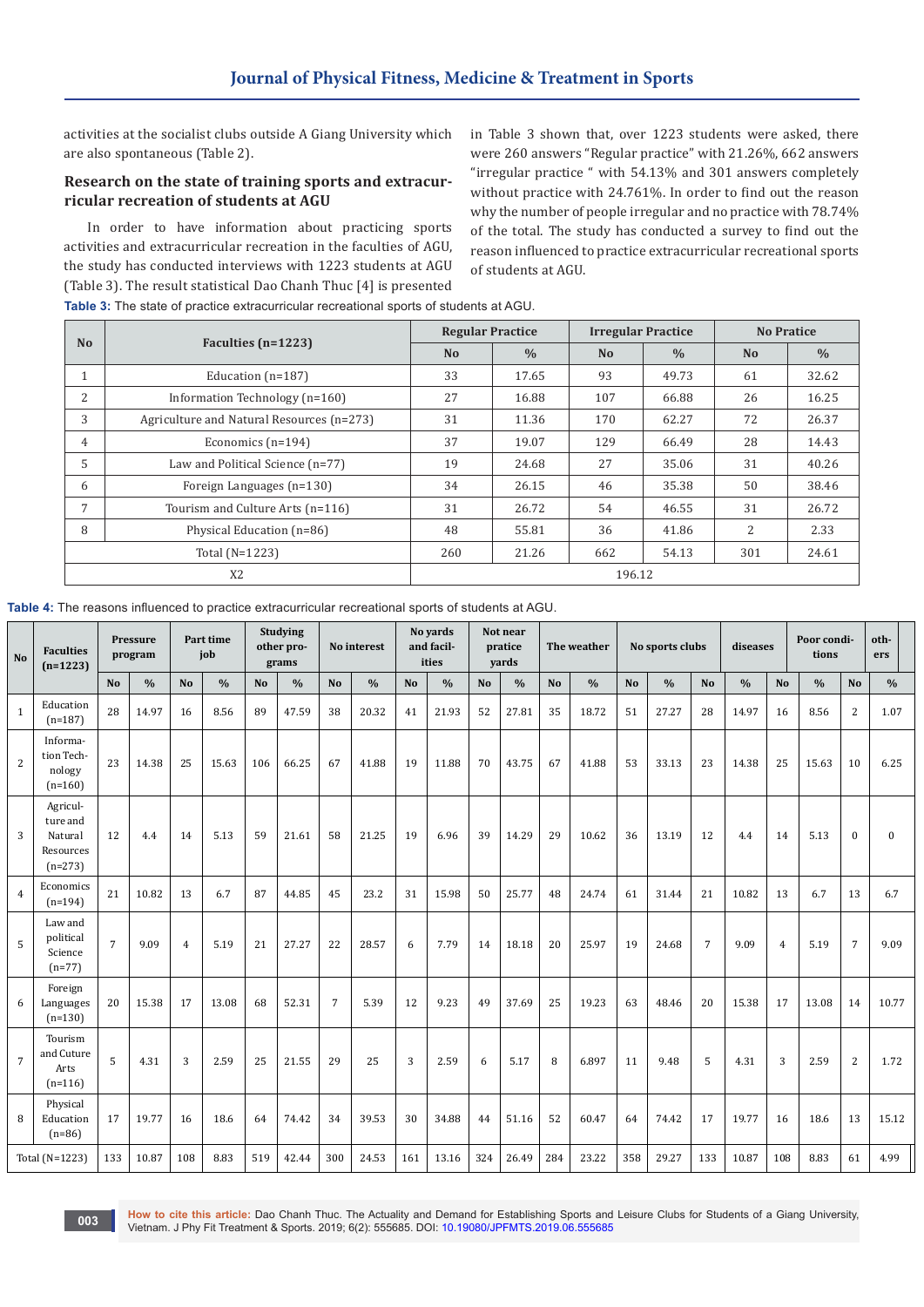activities at the socialist clubs outside A Giang University which are also spontaneous (Table 2).

## Research on the state of training sports and extracurricular recreation of students at AGU

In order to have information about practicing sports activities and extracurricular recreation in the faculties of AGU, the study has conducted interviews with 1223 students at AGU (Table 3). The result statistical Dao Chanh Thuc [4] is presented in Table 3 shown that, over 1223 students were asked, there were 260 answers "Regular practice" with 21.26%, 662 answers "irregular practice " with 54.13% and 301 answers completely without practice with 24.761%. In order to find out the reason why the number of people irregular and no practice with 78.74% of the total. The study has conducted a survey to find out the reason influenced to practice extracurricular recreational sports of students at AGU.

**Table 3:** The state of practice extracurricular recreational sports of students at AGU.

| No | Faculties (n=1223) | Regular Practice | | Irregular Practice | | No Pratice | |
|---|---|---|---|---|---|---|---|
| | | No | % | No | % | No | % |
| 1 | Education (n=187) | 33 | 17.65 | 93 | 49.73 | 61 | 32.62 |
| 2 | Information Technology (n=160) | 27 | 16.88 | 107 | 66.88 | 26 | 16.25 |
| 3 | Agriculture and Natural Resources (n=273) | 31 | 11.36 | 170 | 62.27 | 72 | 26.37 |
| 4 | Economics (n=194) | 37 | 19.07 | 129 | 66.49 | 28 | 14.43 |
| 5 | Law and Political Science (n=77) | 19 | 24.68 | 27 | 35.06 | 31 | 40.26 |
| 6 | Foreign Languages (n=130) | 34 | 26.15 | 46 | 35.38 | 50 | 38.46 |
| 7 | Tourism and Culture Arts (n=116) | 31 | 26.72 | 54 | 46.55 | 31 | 26.72 |
| 8 | Physical Education (n=86) | 48 | 55.81 | 36 | 41.86 | 2 | 2.33 |
| Total (N=1223) | | 260 | 21.26 | 662 | 54.13 | 301 | 24.61 |
| X2 | | 196.12 | | | | | |

**Table 4:** The reasons influenced to practice extracurricular recreational sports of students at AGU.

| No | Faculties (n=1223) | Pressure program | | Part time job | | Studying other programs | | No interest | | No yards and facilities | | Not near pratice yards | | The weather | | No sports clubs | | diseases | | Poor conditions | | others | |
|---|---|---|---|---|---|---|---|---|---|---|---|---|---|---|---|---|---|---|---|---|---|---|---|
| | | No | % | No | % | No | % | No | % | No | % | No | % | No | % | No | % | No | % | No | % | No | % |
| 1 | Education (n=187) | 28 | 14.97 | 16 | 8.56 | 89 | 47.59 | 38 | 20.32 | 41 | 21.93 | 52 | 27.81 | 35 | 18.72 | 51 | 27.27 | 28 | 14.97 | 16 | 8.56 | 2 | 1.07 |
| 2 | Information Technology (n=160) | 23 | 14.38 | 25 | 15.63 | 106 | 66.25 | 67 | 41.88 | 19 | 11.88 | 70 | 43.75 | 67 | 41.88 | 53 | 33.13 | 23 | 14.38 | 25 | 15.63 | 10 | 6.25 |
| 3 | Agriculture and Natural Resources (n=273) | 12 | 4.4 | 14 | 5.13 | 59 | 21.61 | 58 | 21.25 | 19 | 6.96 | 39 | 14.29 | 29 | 10.62 | 36 | 13.19 | 12 | 4.4 | 14 | 5.13 | 0 | 0 |
| 4 | Economics (n=194) | 21 | 10.82 | 13 | 6.7 | 87 | 44.85 | 45 | 23.2 | 31 | 15.98 | 50 | 25.77 | 48 | 24.74 | 61 | 31.44 | 21 | 10.82 | 13 | 6.7 | 13 | 6.7 |
| 5 | Law and political Science (n=77) | 7 | 9.09 | 4 | 5.19 | 21 | 27.27 | 22 | 28.57 | 6 | 7.79 | 14 | 18.18 | 20 | 25.97 | 19 | 24.68 | 7 | 9.09 | 4 | 5.19 | 7 | 9.09 |
| 6 | Foreign Languages (n=130) | 20 | 15.38 | 17 | 13.08 | 68 | 52.31 | 7 | 5.39 | 12 | 9.23 | 49 | 37.69 | 25 | 19.23 | 63 | 48.46 | 20 | 15.38 | 17 | 13.08 | 14 | 10.77 |
| 7 | Tourism and Cuture Arts (n=116) | 5 | 4.31 | 3 | 2.59 | 25 | 21.55 | 29 | 25 | 3 | 2.59 | 6 | 5.17 | 8 | 6.897 | 11 | 9.48 | 5 | 4.31 | 3 | 2.59 | 2 | 1.72 |
| 8 | Physical Education (n=86) | 17 | 19.77 | 16 | 18.6 | 64 | 74.42 | 34 | 39.53 | 30 | 34.88 | 44 | 51.16 | 52 | 60.47 | 64 | 74.42 | 17 | 19.77 | 16 | 18.6 | 13 | 15.12 |
| Total (N=1223) | | 133 | 10.87 | 108 | 8.83 | 519 | 42.44 | 300 | 24.53 | 161 | 13.16 | 324 | 26.49 | 284 | 23.22 | 358 | 29.27 | 133 | 10.87 | 108 | 8.83 | 61 | 4.99 |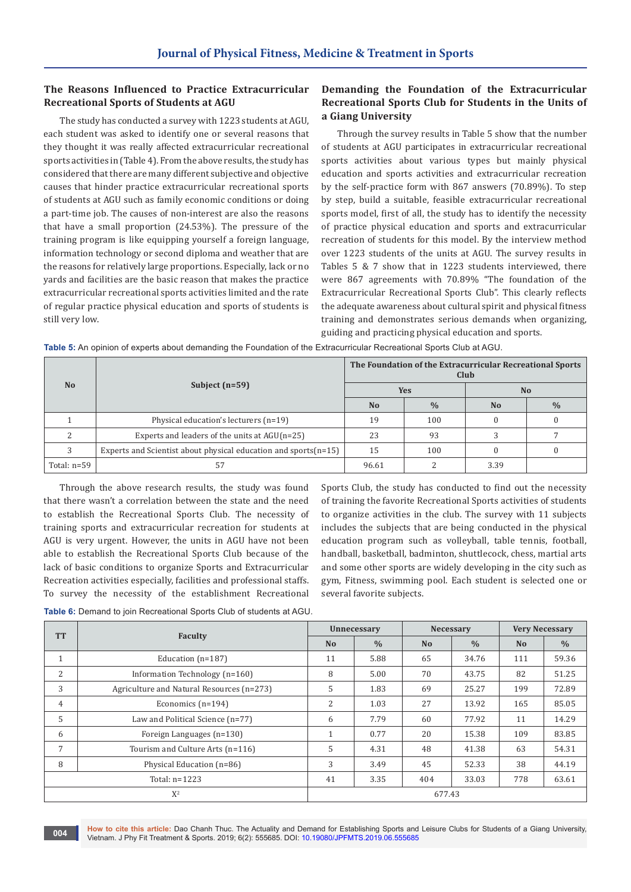## The Reasons Influenced to Practice Extracurricular Recreational Sports of Students at AGU

The study has conducted a survey with 1223 students at AGU, each student was asked to identify one or several reasons that they thought it was really affected extracurricular recreational sports activities in (Table 4). From the above results, the study has considered that there are many different subjective and objective causes that hinder practice extracurricular recreational sports of students at AGU such as family economic conditions or doing a part-time job. The causes of non-interest are also the reasons that have a small proportion (24.53%). The pressure of the training program is like equipping yourself a foreign language, information technology or second diploma and weather that are the reasons for relatively large proportions. Especially, lack or no yards and facilities are the basic reason that makes the practice extracurricular recreational sports activities limited and the rate of regular practice physical education and sports of students is still very low.

## Demanding the Foundation of the Extracurricular Recreational Sports Club for Students in the Units of a Giang University

Through the survey results in Table 5 show that the number of students at AGU participates in extracurricular recreational sports activities about various types but mainly physical education and sports activities and extracurricular recreation by the self-practice form with 867 answers (70.89%). To step by step, build a suitable, feasible extracurricular recreational sports model, first of all, the study has to identify the necessity of practice physical education and sports and extracurricular recreation of students for this model. By the interview method over 1223 students of the units at AGU. The survey results in Tables 5 & 7 show that in 1223 students interviewed, there were 867 agreements with 70.89% "The foundation of the Extracurricular Recreational Sports Club". This clearly reflects the adequate awareness about cultural spirit and physical fitness training and demonstrates serious demands when organizing, guiding and practicing physical education and sports.

**Table 5:** An opinion of experts about demanding the Foundation of the Extracurricular Recreational Sports Club at AGU.

| No | Subject (n=59) | The Foundation of the Extracurricular Recreational Sports Club | | | |
|---|---|---|---|---|---|
| | | Yes | | No | |
| | | No | % | No | % |
| 1 | Physical education's lecturers (n=19) | 19 | 100 | 0 | 0 |
| 2 | Experts and leaders of the units at AGU(n=25) | 23 | 93 | 3 | 7 |
| 3 | Experts and Scientist about physical education and sports(n=15) | 15 | 100 | 0 | 0 |
| Total: n=59 | 57 | 96.61 | 2 | 3.39 | |

Through the above research results, the study was found that there wasn't a correlation between the state and the need to establish the Recreational Sports Club. The necessity of training sports and extracurricular recreation for students at AGU is very urgent. However, the units in AGU have not been able to establish the Recreational Sports Club because of the lack of basic conditions to organize Sports and Extracurricular Recreation activities especially, facilities and professional staffs. To survey the necessity of the establishment Recreational Sports Club, the study has conducted to find out the necessity of training the favorite Recreational Sports activities of students to organize activities in the club. The survey with 11 subjects includes the subjects that are being conducted in the physical education program such as volleyball, table tennis, football, handball, basketball, badminton, shuttlecock, chess, martial arts and some other sports are widely developing in the city such as gym, Fitness, swimming pool. Each student is selected one or several favorite subjects.

**Table 6:** Demand to join Recreational Sports Club of students at AGU.

| TT | Faculty | Unnecessary | | Necessary | | Very Necessary | |
|---|---|---|---|---|---|---|---|
| | | No | % | No | % | No | % |
| 1 | Education (n=187) | 11 | 5.88 | 65 | 34.76 | 111 | 59.36 |
| 2 | Information Technology (n=160) | 8 | 5.00 | 70 | 43.75 | 82 | 51.25 |
| 3 | Agriculture and Natural Resources (n=273) | 5 | 1.83 | 69 | 25.27 | 199 | 72.89 |
| 4 | Economics (n=194) | 2 | 1.03 | 27 | 13.92 | 165 | 85.05 |
| 5 | Law and Political Science (n=77) | 6 | 7.79 | 60 | 77.92 | 11 | 14.29 |
| 6 | Foreign Languages (n=130) | 1 | 0.77 | 20 | 15.38 | 109 | 83.85 |
| 7 | Tourism and Culture Arts (n=116) | 5 | 4.31 | 48 | 41.38 | 63 | 54.31 |
| 8 | Physical Education (n=86) | 3 | 3.49 | 45 | 52.33 | 38 | 44.19 |
| Total: n=1223 | | 41 | 3.35 | 404 | 33.03 | 778 | 63.61 |
| $X^2$ | | 677.43 | | | | | |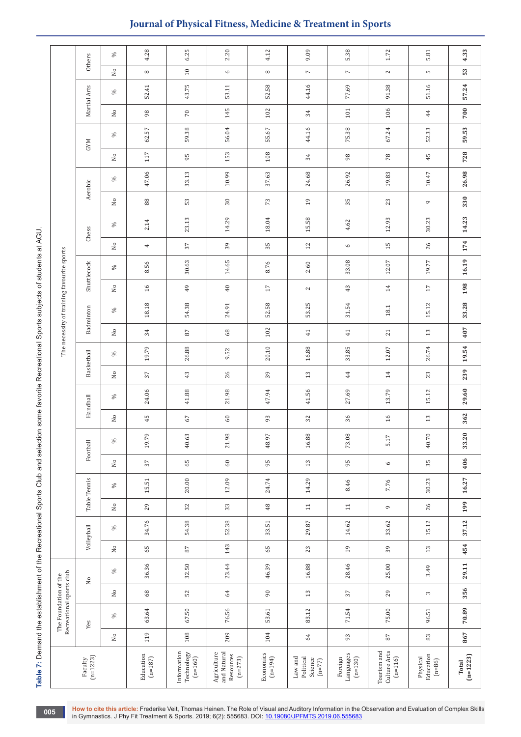**Table 7:** Demand the establishment of the Recreational Sports Club and selection some favorite Recreational Sports subjects of students at AGU.

| Faculty (n=1223) | The Foundation of the Recreational sports club | | | | The necessity of training favourite sports | | | | | | | | | | | | | | | | | | | | | | | |
|---|---|---|---|---|---|---|---|---|---|---|---|---|---|---|---|---|---|---|---|---|---|---|---|---|---|---|---|---|
| | Yes | | No | | Volleyball | | Table Tennis | | Football | | Handball | | Basketball | | Badminton | | Shuttlecock | | Chess | | Aerobic | | GYM | | Martial Arts | | Others | |
| | No | % | No | % | No | % | No | % | No | % | No | % | No | % | No | % | No | % | No | % | No | % | No | % | No | % | No | % |
| Education (n=187) | 119 | 63.64 | 68 | 36.36 | 65 | 34.76 | 29 | 15.51 | 37 | 19.79 | 45 | 24.06 | 37 | 19.79 | 34 | 18.18 | 16 | 8.56 | 4 | 2.14 | 88 | 47.06 | 117 | 62.57 | 98 | 52.41 | 8 | 4.28 |
| Information Technology (n=160) | 108 | 67.50 | 52 | 32.50 | 87 | 54.38 | 32 | 20.00 | 65 | 40.63 | 67 | 41.88 | 43 | 26.88 | 87 | 54.38 | 49 | 30.63 | 37 | 23.13 | 53 | 33.13 | 95 | 59.38 | 70 | 43.75 | 10 | 6.25 |
| Agriculture and Natural Resources (n=273) | 209 | 76.56 | 64 | 23.44 | 143 | 52.38 | 33 | 12.09 | 60 | 21.98 | 60 | 21.98 | 26 | 9.52 | 68 | 24.91 | 40 | 14.65 | 39 | 14.29 | 30 | 10.99 | 153 | 56.04 | 145 | 53.11 | 6 | 2.20 |
| Economics (n=194) | 104 | 53.61 | 90 | 46.39 | 65 | 33.51 | 48 | 24.74 | 95 | 48.97 | 93 | 47.94 | 39 | 20.10 | 102 | 52.58 | 17 | 8.76 | 35 | 18.04 | 73 | 37.63 | 108 | 55.67 | 102 | 52.58 | 8 | 4.12 |
| Law and Political Science (n=77) | 64 | 83.12 | 13 | 16.88 | 23 | 29.87 | 11 | 14.29 | 13 | 16.88 | 32 | 41.56 | 13 | 16.88 | 41 | 53.25 | 2 | 2.60 | 12 | 15.58 | 19 | 24.68 | 34 | 44.16 | 34 | 44.16 | 7 | 9.09 |
| Foreign Languages (n=130) | 93 | 71.54 | 37 | 28.46 | 19 | 14.62 | 11 | 8.46 | 95 | 73.08 | 36 | 27.69 | 44 | 33.85 | 41 | 31.54 | 43 | 33.08 | 6 | 4.62 | 35 | 26.92 | 98 | 75.38 | 101 | 77.69 | 7 | 5.38 |
| Tourism and Culture Arts (n=116) | 87 | 75.00 | 29 | 25.00 | 39 | 33.62 | 9 | 7.76 | 6 | 5.17 | 16 | 13.79 | 14 | 12.07 | 21 | 18.1 | 14 | 12.07 | 15 | 12.93 | 23 | 19.83 | 78 | 67.24 | 106 | 91.38 | 2 | 1.72 |
| Physical Education (n=86) | 83 | 96.51 | 3 | 3.49 | 13 | 15.12 | 26 | 30.23 | 35 | 40.70 | 13 | 15.12 | 23 | 26.74 | 13 | 15.12 | 17 | 19.77 | 26 | 30.23 | 9 | 10.47 | 45 | 52.33 | 44 | 51.16 | 5 | 5.81 |
| **Total (n=1223)** | **867** | **70.89** | **356** | **29.11** | **454** | **37.12** | **199** | **16.27** | **406** | **33.20** | **362** | **29.60** | **239** | **19.54** | **407** | **33.28** | **198** | **16.19** | **174** | **14.23** | **330** | **26.98** | **728** | **59.53** | **700** | **57.24** | **53** | **4.33** |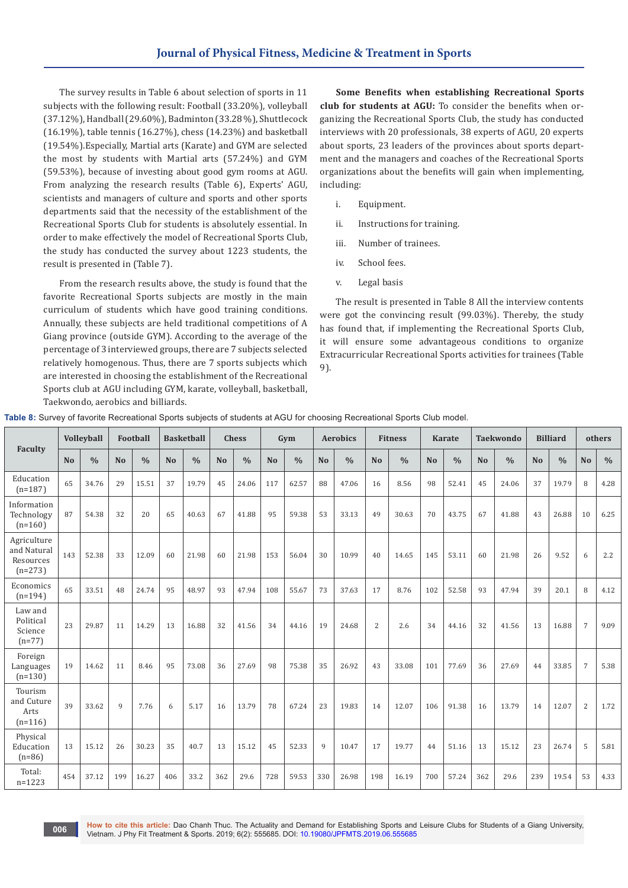The survey results in Table 6 about selection of sports in 11 subjects with the following result: Football (33.20%), volleyball (37.12%), Handball (29.60%), Badminton (33.28 %), Shuttlecock (16.19%), table tennis (16.27%), chess (14.23%) and basketball (19.54%).Especially, Martial arts (Karate) and GYM are selected the most by students with Martial arts (57.24%) and GYM (59.53%), because of investing about good gym rooms at AGU. From analyzing the research results (Table 6), Experts' AGU, scientists and managers of culture and sports and other sports departments said that the necessity of the establishment of the Recreational Sports Club for students is absolutely essential. In order to make effectively the model of Recreational Sports Club, the study has conducted the survey about 1223 students, the result is presented in (Table 7).

From the research results above, the study is found that the favorite Recreational Sports subjects are mostly in the main curriculum of students which have good training conditions. Annually, these subjects are held traditional competitions of A Giang province (outside GYM). According to the average of the percentage of 3 interviewed groups, there are 7 subjects selected relatively homogenous. Thus, there are 7 sports subjects which are interested in choosing the establishment of the Recreational Sports club at AGU including GYM, karate, volleyball, basketball, Taekwondo, aerobics and billiards.

**Some Benefits when establishing Recreational Sports club for students at AGU:** To consider the benefits when organizing the Recreational Sports Club, the study has conducted interviews with 20 professionals, 38 experts of AGU, 20 experts about sports, 23 leaders of the provinces about sports department and the managers and coaches of the Recreational Sports organizations about the benefits will gain when implementing, including:

i. Equipment.

ii. Instructions for training.

iii. Number of trainees.

iv. School fees.

v. Legal basis

The result is presented in Table 8 All the interview contents were got the convincing result (99.03%). Thereby, the study has found that, if implementing the Recreational Sports Club, it will ensure some advantageous conditions to organize Extracurricular Recreational Sports activities for trainees (Table 9).

**Table 8:** Survey of favorite Recreational Sports subjects of students at AGU for choosing Recreational Sports Club model.

| Faculty | Volleyball | | Football | | Basketball | | Chess | | Gym | | Aerobics | | Fitness | | Karate | | Taekwondo | | Billiard | | others | |
|---|---|---|---|---|---|---|---|---|---|---|---|---|---|---|---|---|---|---|---|---|---|---|
| | No | % | No | % | No | % | No | % | No | % | No | % | No | % | No | % | No | % | No | % | No | % |
| Education (n=187) | 65 | 34.76 | 29 | 15.51 | 37 | 19.79 | 45 | 24.06 | 117 | 62.57 | 88 | 47.06 | 16 | 8.56 | 98 | 52.41 | 45 | 24.06 | 37 | 19.79 | 8 | 4.28 |
| Information Technology (n=160) | 87 | 54.38 | 32 | 20 | 65 | 40.63 | 67 | 41.88 | 95 | 59.38 | 53 | 33.13 | 49 | 30.63 | 70 | 43.75 | 67 | 41.88 | 43 | 26.88 | 10 | 6.25 |
| Agriculture and Natural Resources (n=273) | 143 | 52.38 | 33 | 12.09 | 60 | 21.98 | 60 | 21.98 | 153 | 56.04 | 30 | 10.99 | 40 | 14.65 | 145 | 53.11 | 60 | 21.98 | 26 | 9.52 | 6 | 2.2 |
| Economics (n=194) | 65 | 33.51 | 48 | 24.74 | 95 | 48.97 | 93 | 47.94 | 108 | 55.67 | 73 | 37.63 | 17 | 8.76 | 102 | 52.58 | 93 | 47.94 | 39 | 20.1 | 8 | 4.12 |
| Law and Political Science (n=77) | 23 | 29.87 | 11 | 14.29 | 13 | 16.88 | 32 | 41.56 | 34 | 44.16 | 19 | 24.68 | 2 | 2.6 | 34 | 44.16 | 32 | 41.56 | 13 | 16.88 | 7 | 9.09 |
| Foreign Languages (n=130) | 19 | 14.62 | 11 | 8.46 | 95 | 73.08 | 36 | 27.69 | 98 | 75.38 | 35 | 26.92 | 43 | 33.08 | 101 | 77.69 | 36 | 27.69 | 44 | 33.85 | 7 | 5.38 |
| Tourism and Cuture Arts (n=116) | 39 | 33.62 | 9 | 7.76 | 6 | 5.17 | 16 | 13.79 | 78 | 67.24 | 23 | 19.83 | 14 | 12.07 | 106 | 91.38 | 16 | 13.79 | 14 | 12.07 | 2 | 1.72 |
| Physical Education (n=86) | 13 | 15.12 | 26 | 30.23 | 35 | 40.7 | 13 | 15.12 | 45 | 52.33 | 9 | 10.47 | 17 | 19.77 | 44 | 51.16 | 13 | 15.12 | 23 | 26.74 | 5 | 5.81 |
| Total: n=1223 | 454 | 37.12 | 199 | 16.27 | 406 | 33.2 | 362 | 29.6 | 728 | 59.53 | 330 | 26.98 | 198 | 16.19 | 700 | 57.24 | 362 | 29.6 | 239 | 19.54 | 53 | 4.33 |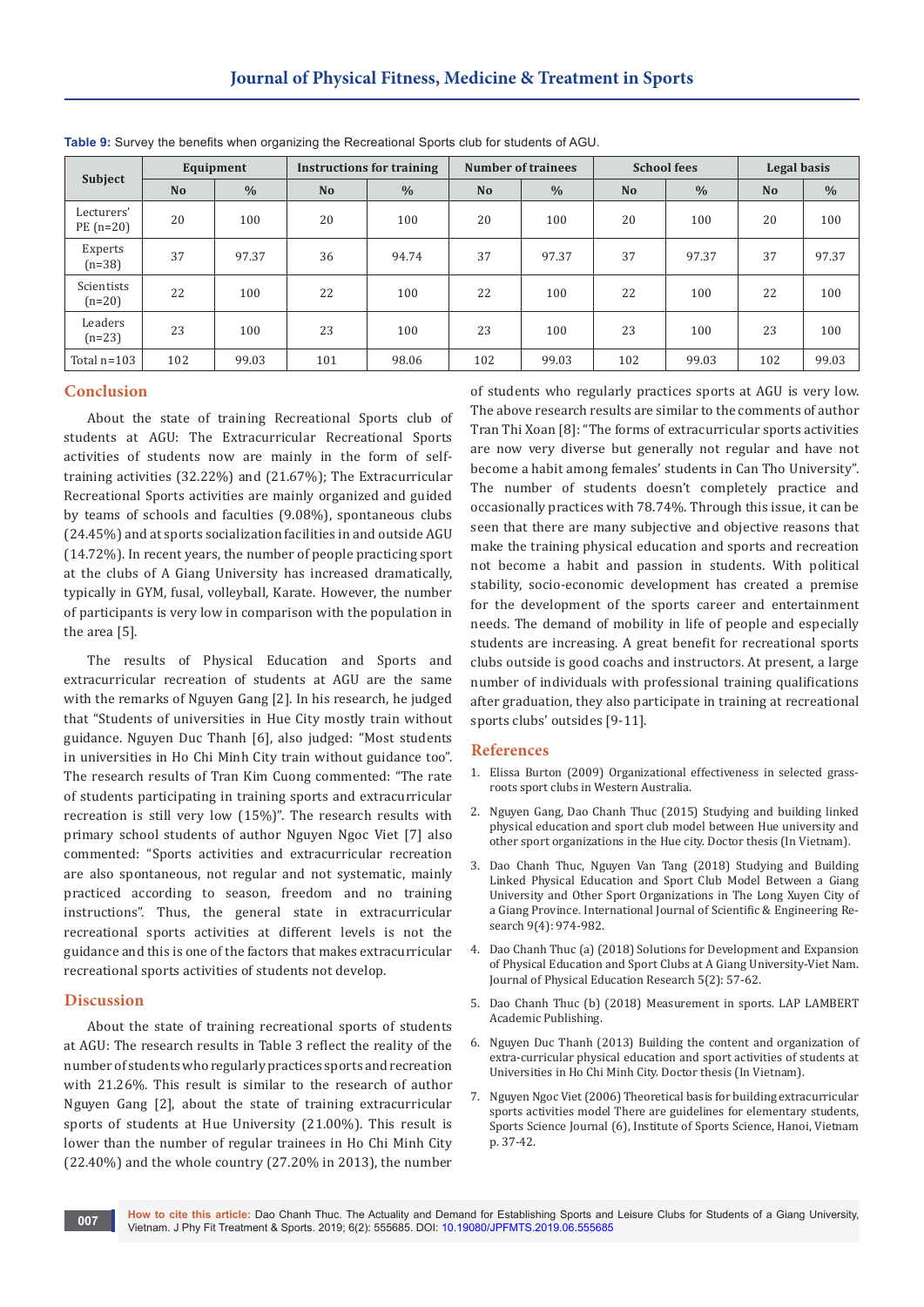**Table 9:** Survey the benefits when organizing the Recreational Sports club for students of AGU.

| Subject | Equipment | | Instructions for training | | Number of trainees | | School fees | | Legal basis | |
|---|---|---|---|---|---|---|---|---|---|---|
| | No | % | No | % | No | % | No | % | No | % |
| Lecturers' PE (n=20) | 20 | 100 | 20 | 100 | 20 | 100 | 20 | 100 | 20 | 100 |
| Experts (n=38) | 37 | 97.37 | 36 | 94.74 | 37 | 97.37 | 37 | 97.37 | 37 | 97.37 |
| Scientists (n=20) | 22 | 100 | 22 | 100 | 22 | 100 | 22 | 100 | 22 | 100 |
| Leaders (n=23) | 23 | 100 | 23 | 100 | 23 | 100 | 23 | 100 | 23 | 100 |
| Total n=103 | 102 | 99.03 | 101 | 98.06 | 102 | 99.03 | 102 | 99.03 | 102 | 99.03 |

## Conclusion

About the state of training Recreational Sports club of students at AGU: The Extracurricular Recreational Sports activities of students now are mainly in the form of self-training activities (32.22%) and (21.67%); The Extracurricular Recreational Sports activities are mainly organized and guided by teams of schools and faculties (9.08%), spontaneous clubs (24.45%) and at sports socialization facilities in and outside AGU (14.72%). In recent years, the number of people practicing sport at the clubs of A Giang University has increased dramatically, typically in GYM, fusal, volleyball, Karate. However, the number of participants is very low in comparison with the population in the area [5].

The results of Physical Education and Sports and extracurricular recreation of students at AGU are the same with the remarks of Nguyen Gang [2]. In his research, he judged that "Students of universities in Hue City mostly train without guidance. Nguyen Duc Thanh [6], also judged: "Most students in universities in Ho Chi Minh City train without guidance too". The research results of Tran Kim Cuong commented: "The rate of students participating in training sports and extracurricular recreation is still very low (15%)". The research results with primary school students of author Nguyen Ngoc Viet [7] also commented: "Sports activities and extracurricular recreation are also spontaneous, not regular and not systematic, mainly practiced according to season, freedom and no training instructions". Thus, the general state in extracurricular recreational sports activities at different levels is not the guidance and this is one of the factors that makes extracurricular recreational sports activities of students not develop.

## Discussion

About the state of training recreational sports of students at AGU: The research results in Table 3 reflect the reality of the number of students who regularly practices sports and recreation with 21.26%. This result is similar to the research of author Nguyen Gang [2], about the state of training extracurricular sports of students at Hue University (21.00%). This result is lower than the number of regular trainees in Ho Chi Minh City (22.40%) and the whole country (27.20% in 2013), the number of students who regularly practices sports at AGU is very low. The above research results are similar to the comments of author Tran Thi Xoan [8]: "The forms of extracurricular sports activities are now very diverse but generally not regular and have not become a habit among females' students in Can Tho University". The number of students doesn't completely practice and occasionally practices with 78.74%. Through this issue, it can be seen that there are many subjective and objective reasons that make the training physical education and sports and recreation not become a habit and passion in students. With political stability, socio-economic development has created a premise for the development of the sports career and entertainment needs. The demand of mobility in life of people and especially students are increasing. A great benefit for recreational sports clubs outside is good coachs and instructors. At present, a large number of individuals with professional training qualifications after graduation, they also participate in training at recreational sports clubs' outsides [9-11].

## References

1. Elissa Burton (2009) Organizational effectiveness in selected grass-roots sport clubs in Western Australia.
2. Nguyen Gang, Dao Chanh Thuc (2015) Studying and building linked physical education and sport club model between Hue university and other sport organizations in the Hue city. Doctor thesis (In Vietnam).
3. Dao Chanh Thuc, Nguyen Van Tang (2018) Studying and Building Linked Physical Education and Sport Club Model Between a Giang University and Other Sport Organizations in The Long Xuyen City of a Giang Province. International Journal of Scientific & Engineering Research 9(4): 974-982.
4. Dao Chanh Thuc (a) (2018) Solutions for Development and Expansion of Physical Education and Sport Clubs at A Giang University-Viet Nam. Journal of Physical Education Research 5(2): 57-62.
5. Dao Chanh Thuc (b) (2018) Measurement in sports. LAP LAMBERT Academic Publishing.
6. Nguyen Duc Thanh (2013) Building the content and organization of extra-curricular physical education and sport activities of students at Universities in Ho Chi Minh City. Doctor thesis (In Vietnam).
7. Nguyen Ngoc Viet (2006) Theoretical basis for building extracurricular sports activities model There are guidelines for elementary students, Sports Science Journal (6), Institute of Sports Science, Hanoi, Vietnam p. 37-42.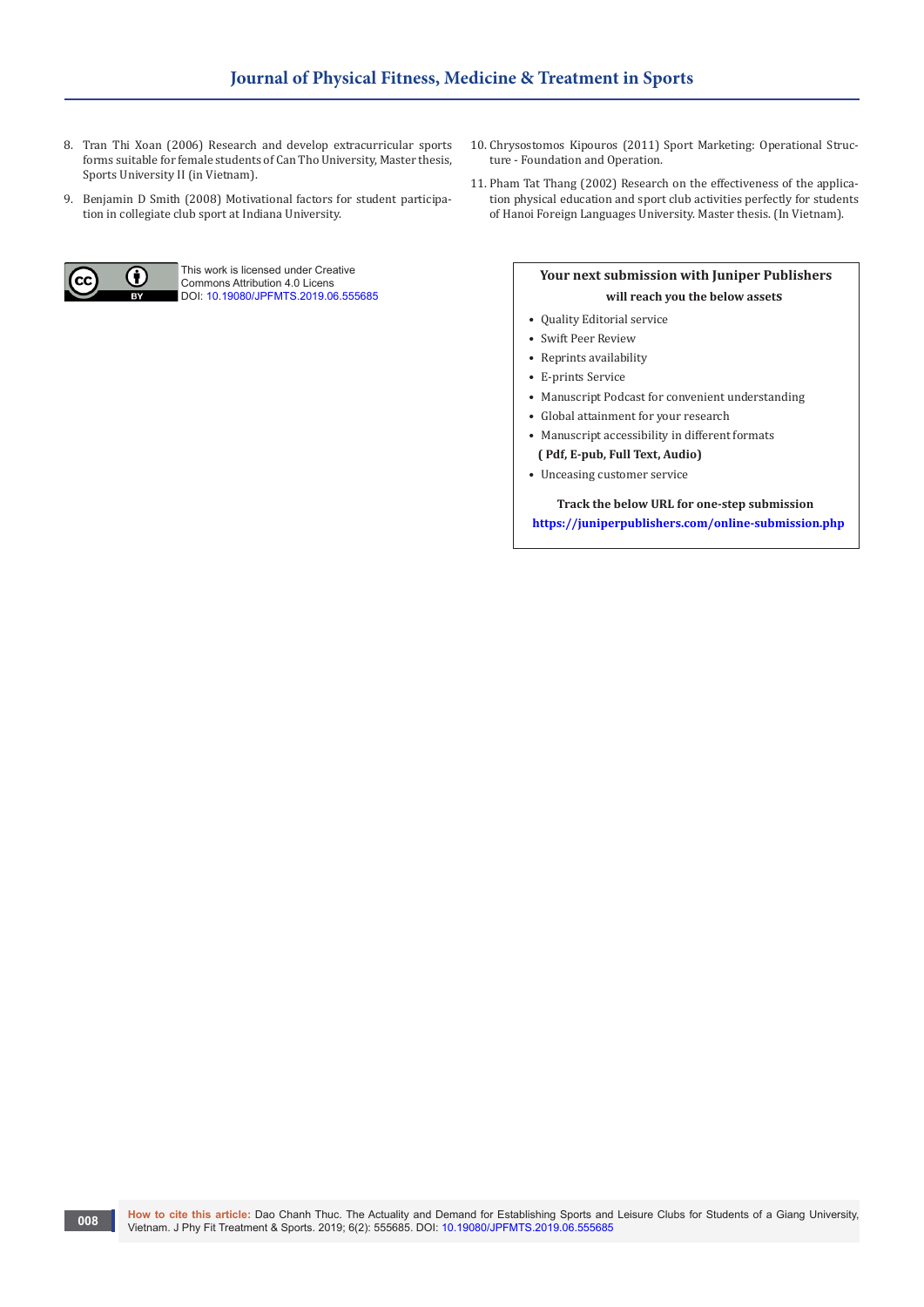8. Tran Thi Xoan (2006) Research and develop extracurricular sports forms suitable for female students of Can Tho University, Master thesis, Sports University II (in Vietnam).
9. Benjamin D Smith (2008) Motivational factors for student participation in collegiate club sport at Indiana University.
10. Chrysostomos Kipouros (2011) Sport Marketing: Operational Structure - Foundation and Operation.
11. Pham Tat Thang (2002) Research on the effectiveness of the application physical education and sport club activities perfectly for students of Hanoi Foreign Languages University. Master thesis. (In Vietnam).

This work is licensed under Creative Commons Attribution 4.0 Licens
DOI: 10.19080/JPFMTS.2019.06.555685

**Your next submission with Juniper Publishers**
**will reach you the below assets**

- Quality Editorial service
- Swift Peer Review
- Reprints availability
- E-prints Service
- Manuscript Podcast for convenient understanding
- Global attainment for your research
- Manuscript accessibility in different formats

**( Pdf, E-pub, Full Text, Audio)**

- Unceasing customer service

**Track the below URL for one-step submission**
**https://juniperpublishers.com/online-submission.php**

**How to cite this article:** Dao Chanh Thuc. The Actuality and Demand for Establishing Sports and Leisure Clubs for Students of a Giang University, Vietnam. J Phy Fit Treatment & Sports. 2019; 6(2): 555685. DOI: 10.19080/JPFMTS.2019.06.555685